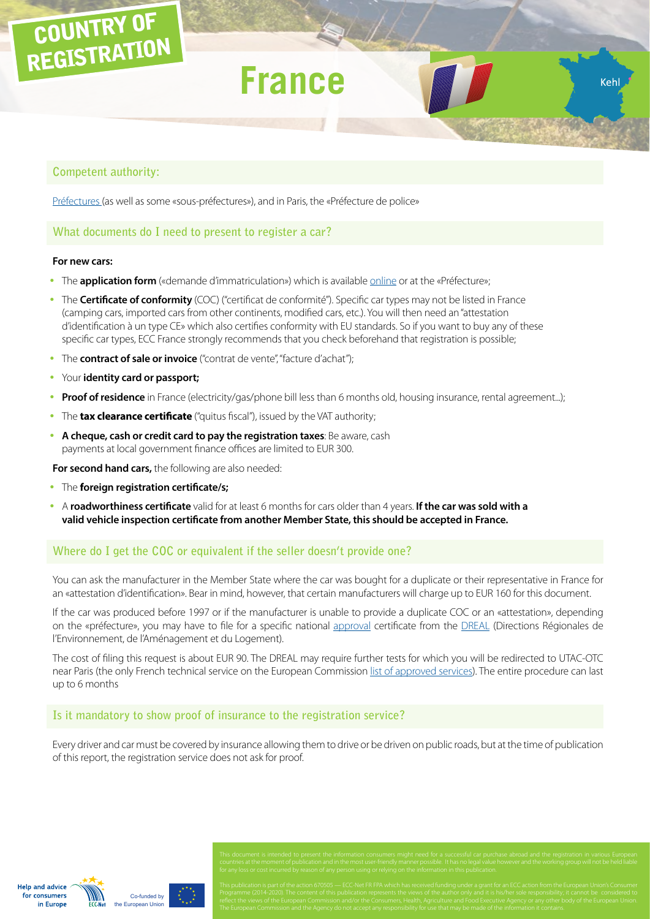# COUNTRY OF REGISTRATION

# France

Kehl

## Competent authority:

Préfectures (as well as some «sous-préfectures»), and in Paris, the «Préfecture de police»

## What documents do I need to present to register a car?

**For new cars:**

- The **application form** («demande d'immatriculation») which is available online or at the «Préfecture»;
- The **Certificate of conformity** (COC) ("certificat de conformité"). Specific car types may not be listed in France (camping cars, imported cars from other continents, modified cars, etc.). You will then need an "attestation d'identification à un type CE» which also certifies conformity with EU standards. So if you want to buy any of these specific car types, ECC France strongly recommends that you check beforehand that registration is possible;
- The **contract of sale or invoice** ("contrat de vente", "facture d'achat");
- Your **identity card or passport;**
- **Proof of residence** in France (electricity/gas/phone bill less than 6 months old, housing insurance, rental agreement...);
- The **tax clearance certificate** ("quitus fiscal"), issued by the VAT authority;
- **A cheque, cash or credit card to pay the registration taxes**: Be aware, cash payments at local government finance offices are limited to EUR 300.

**For second hand cars,** the following are also needed:

- The **foreign registration certificate/s;**
- A **roadworthiness certificate** valid for at least 6 months for cars older than 4 years. **If the car was sold with a valid vehicle inspection certificate from another Member State, this should be accepted in France.**

## Where do I get the COC or equivalent if the seller doesn't provide one?

You can ask the manufacturer in the Member State where the car was bought for a duplicate or their representative in France for an «attestation d'identification». Bear in mind, however, that certain manufacturers will charge up to EUR 160 for this document.

If the car was produced before 1997 or if the manufacturer is unable to provide a duplicate COC or an «attestation», depending on the «préfecture», you may have to file for a specific national approval certificate from the DREAL (Directions Régionales de l'Environnement, de l'Aménagement et du Logement).

The cost of filing this request is about EUR 90. The DREAL may require further tests for which you will be redirected to UTAC-OTC near Paris (the only French technical service on the European Commission list of approved services). The entire procedure can last up to 6 months

## Is it mandatory to show proof of insurance to the registration service?

Every driver and car must be covered by insurance allowing them to drive or be driven on public roads, but at the time of publication of this report, the registration service does not ask for proof.

This document is intended to present the information consumers might need for a successful car purchase abroad and the registration in various European countries at the moment of publication and in the most user-friendly manner possible. It has no legal value however and the working group will not be held liable for any loss or cost incurred by reason of any person using or relying on the information in this publication.

This publication is part of the action 670505 — ECC-Net FR FPA which has received funding under a grant for an ECC action from the European Union's Consumer Programme (2014-2020). The content of this publication represents the views of the author only and it is his/her sole responsibility; it cannot be considered to reflect the views of the European Commission and/or the Consumers, Health, Agriculture and Food Executive Agency or any other body of the European Union. The European Commission and the Agency do not accept any responsibility for use that may be made of the information it contains.

Help and advice for consumers in Europe — ECC-Net — Co-funded by the European Union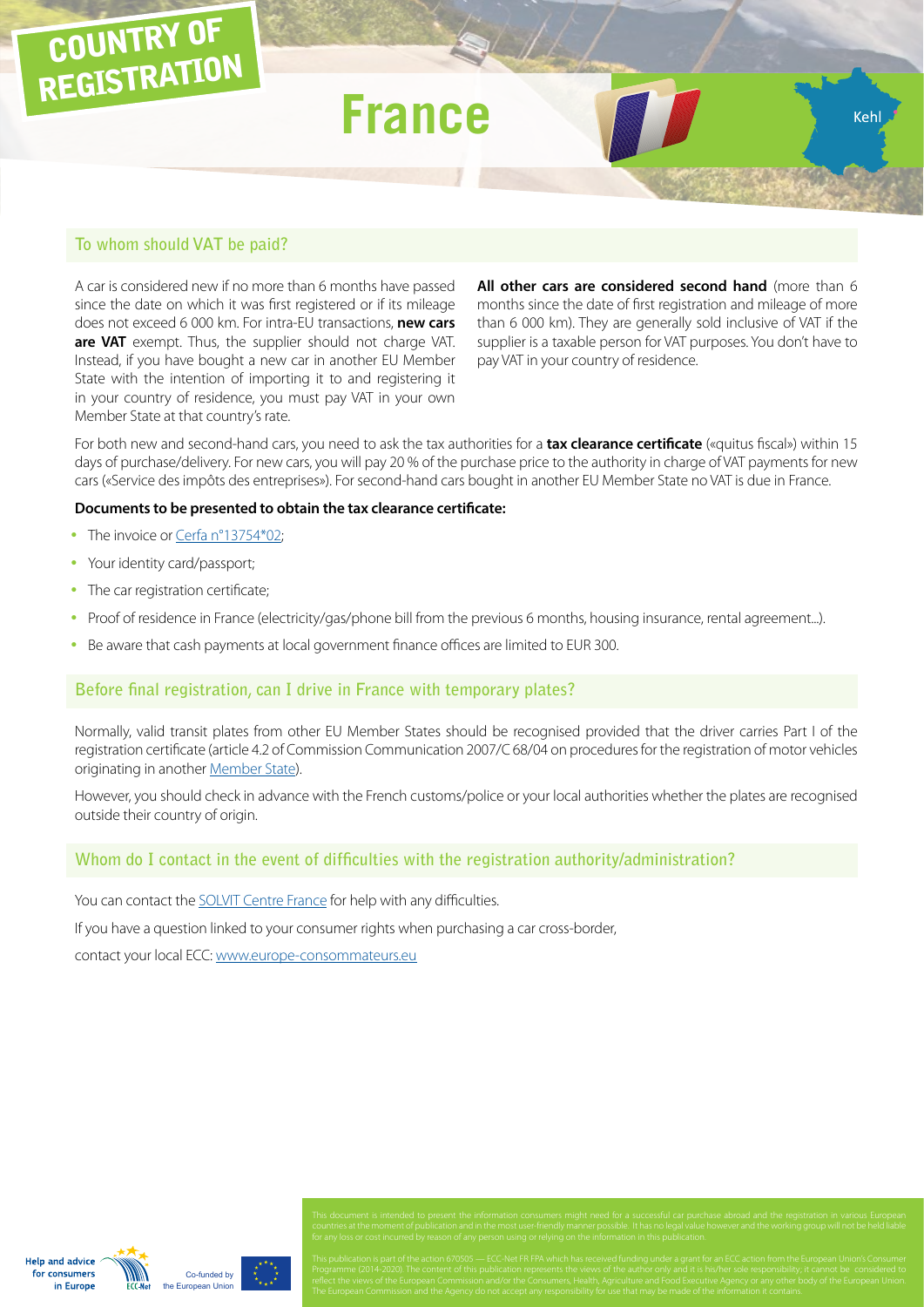COUNTRY OF REGISTRATION

# France

Kehl

## To whom should VAT be paid?

A car is considered new if no more than 6 months have passed since the date on which it was first registered or if its mileage does not exceed 6 000 km. For intra-EU transactions, **new cars are VAT** exempt. Thus, the supplier should not charge VAT. Instead, if you have bought a new car in another EU Member State with the intention of importing it to and registering it in your country of residence, you must pay VAT in your own Member State at that country's rate.

**All other cars are considered second hand** (more than 6 months since the date of first registration and mileage of more than 6 000 km). They are generally sold inclusive of VAT if the supplier is a taxable person for VAT purposes. You don't have to pay VAT in your country of residence.

For both new and second-hand cars, you need to ask the tax authorities for a **tax clearance certificate** («quitus fiscal») within 15 days of purchase/delivery. For new cars, you will pay 20 % of the purchase price to the authority in charge of VAT payments for new cars («Service des impôts des entreprises»). For second-hand cars bought in another EU Member State no VAT is due in France.

**Documents to be presented to obtain the tax clearance certificate:**

- The invoice or Cerfa n°13754*02;
- Your identity card/passport;
- The car registration certificate;
- Proof of residence in France (electricity/gas/phone bill from the previous 6 months, housing insurance, rental agreement...).
- Be aware that cash payments at local government finance offices are limited to EUR 300.

## Before final registration, can I drive in France with temporary plates?

Normally, valid transit plates from other EU Member States should be recognised provided that the driver carries Part I of the registration certificate (article 4.2 of Commission Communication 2007/C 68/04 on procedures for the registration of motor vehicles originating in another Member State).

However, you should check in advance with the French customs/police or your local authorities whether the plates are recognised outside their country of origin.

## Whom do I contact in the event of difficulties with the registration authority/administration?

You can contact the SOLVIT Centre France for help with any difficulties.

If you have a question linked to your consumer rights when purchasing a car cross-border,

contact your local ECC: www.europe-consommateurs.eu

Help and advice for consumers in Europe

ECC-Net

Co-funded by the European Union

This document is intended to present the information consumers might need for a successful car purchase abroad and the registration in various European countries at the moment of publication and in the most user-friendly manner possible. It has no legal value however and the working group will not be held liable for any loss or cost incurred by reason of any person using or relying on the information in this publication.

This publication is part of the action 670505 — ECC-Net FR FPA which has received funding under a grant for an ECC action from the European Union's Consumer Programme (2014-2020). The content of this publication represents the views of the author only and it is his/her sole responsibility; it cannot be considered to reflect the views of the European Commission and/or the Consumers, Health, Agriculture and Food Executive Agency or any other body of the European Union. The European Commission and the Agency do not accept any responsibility for use that may be made of the information it contains.